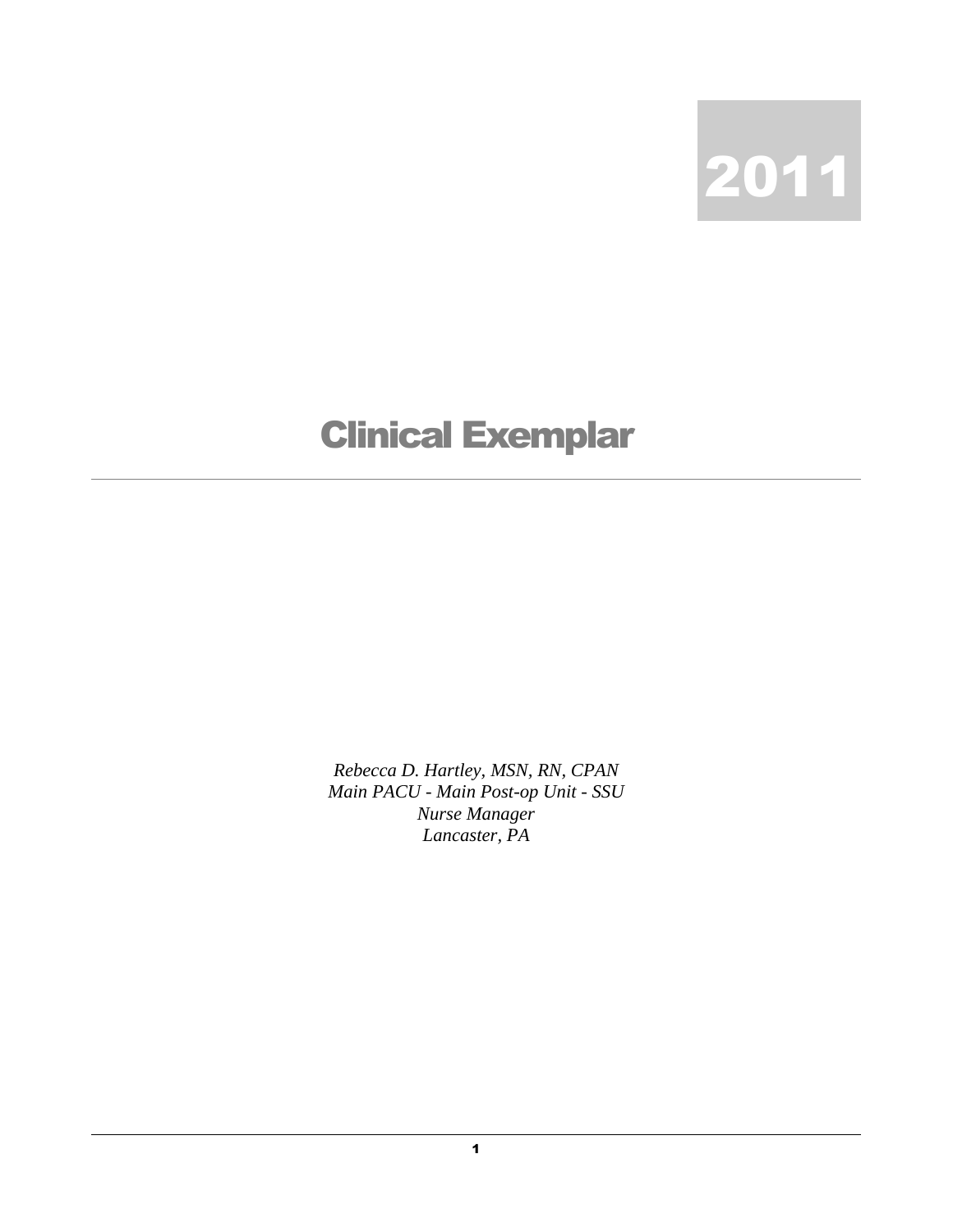2011

# Clinical Exemplar

---

*Rebecca D. Hartley, MSN, RN, CPAN*
*Main PACU - Main Post-op Unit - SSU*
*Nurse Manager*
*Lancaster, PA*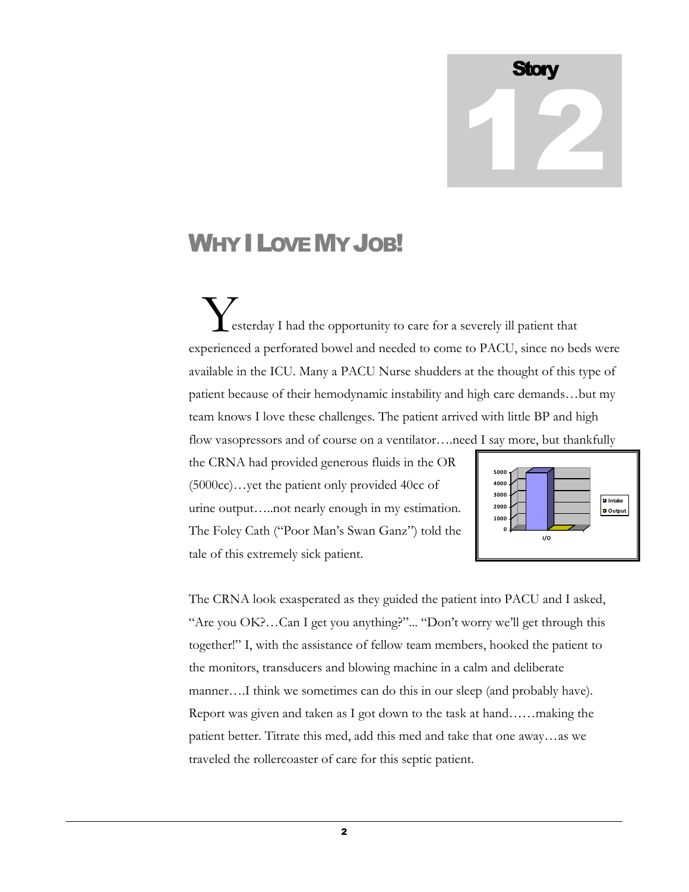# Story 12

## WHY I LOVE MY JOB!

Yesterday I had the opportunity to care for a severely ill patient that experienced a perforated bowel and needed to come to PACU, since no beds were available in the ICU. Many a PACU Nurse shudders at the thought of this type of patient because of their hemodynamic instability and high care demands…but my team knows I love these challenges. The patient arrived with little BP and high flow vasopressors and of course on a ventilator….need I say more, but thankfully the CRNA had provided generous fluids in the OR (5000cc)…yet the patient only provided 40cc of urine output…..not nearly enough in my estimation. The Foley Cath ("Poor Man's Swan Ganz") told the tale of this extremely sick patient.

The CRNA look exasperated as they guided the patient into PACU and I asked, "Are you OK?…Can I get you anything?"... "Don't worry we'll get through this together!" I, with the assistance of fellow team members, hooked the patient to the monitors, transducers and blowing machine in a calm and deliberate manner….I think we sometimes can do this in our sleep (and probably have). Report was given and taken as I got down to the task at hand……making the patient better. Titrate this med, add this med and take that one away…as we traveled the rollercoaster of care for this septic patient.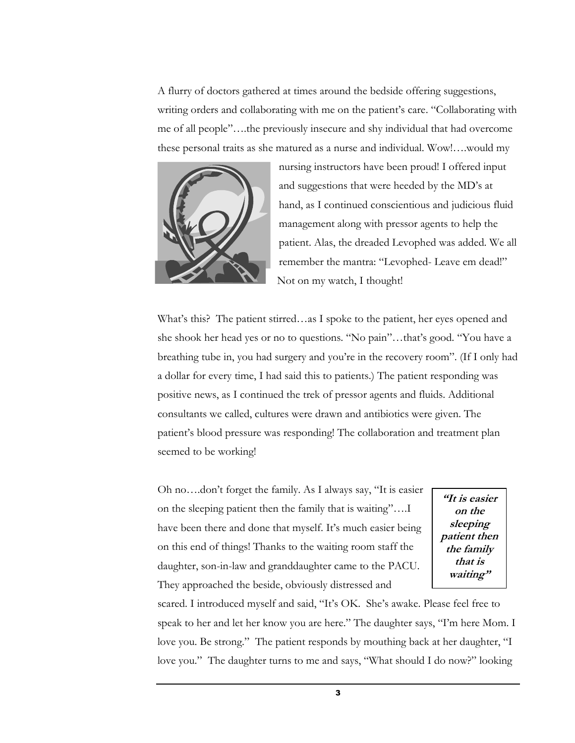A flurry of doctors gathered at times around the bedside offering suggestions, writing orders and collaborating with me on the patient's care. "Collaborating with me of all people"….the previously insecure and shy individual that had overcome these personal traits as she matured as a nurse and individual. Wow!….would my nursing instructors have been proud! I offered input and suggestions that were heeded by the MD's at hand, as I continued conscientious and judicious fluid management along with pressor agents to help the patient. Alas, the dreaded Levophed was added. We all remember the mantra: "Levophed- Leave em dead!" Not on my watch, I thought!

What's this? The patient stirred…as I spoke to the patient, her eyes opened and she shook her head yes or no to questions. "No pain"…that's good. "You have a breathing tube in, you had surgery and you're in the recovery room". (If I only had a dollar for every time, I had said this to patients.) The patient responding was positive news, as I continued the trek of pressor agents and fluids. Additional consultants we called, cultures were drawn and antibiotics were given. The patient's blood pressure was responding! The collaboration and treatment plan seemed to be working!

> ***"It is easier on the sleeping patient then the family that is waiting"***

Oh no….don't forget the family. As I always say, "It is easier on the sleeping patient then the family that is waiting"….I have been there and done that myself. It's much easier being on this end of things! Thanks to the waiting room staff the daughter, son-in-law and granddaughter came to the PACU. They approached the beside, obviously distressed and scared. I introduced myself and said, "It's OK. She's awake. Please feel free to speak to her and let her know you are here." The daughter says, "I'm here Mom. I love you. Be strong." The patient responds by mouthing back at her daughter, "I love you." The daughter turns to me and says, "What should I do now?" looking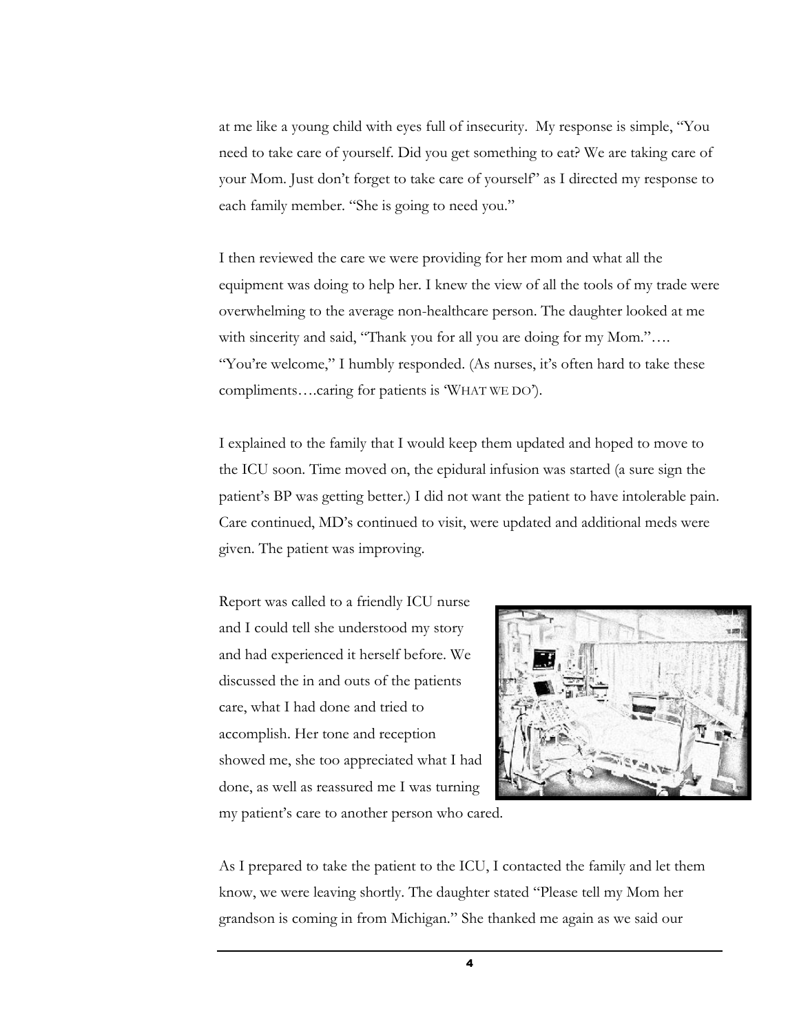at me like a young child with eyes full of insecurity. My response is simple, "You need to take care of yourself. Did you get something to eat? We are taking care of your Mom. Just don't forget to take care of yourself" as I directed my response to each family member. "She is going to need you."

I then reviewed the care we were providing for her mom and what all the equipment was doing to help her. I knew the view of all the tools of my trade were overwhelming to the average non-healthcare person. The daughter looked at me with sincerity and said, "Thank you for all you are doing for my Mom."…. "You're welcome," I humbly responded. (As nurses, it's often hard to take these compliments….caring for patients is 'WHAT WE DO').

I explained to the family that I would keep them updated and hoped to move to the ICU soon. Time moved on, the epidural infusion was started (a sure sign the patient's BP was getting better.) I did not want the patient to have intolerable pain. Care continued, MD's continued to visit, were updated and additional meds were given. The patient was improving.

Report was called to a friendly ICU nurse and I could tell she understood my story and had experienced it herself before. We discussed the in and outs of the patients care, what I had done and tried to accomplish. Her tone and reception showed me, she too appreciated what I had done, as well as reassured me I was turning my patient's care to another person who cared.

As I prepared to take the patient to the ICU, I contacted the family and let them know, we were leaving shortly. The daughter stated "Please tell my Mom her grandson is coming in from Michigan." She thanked me again as we said our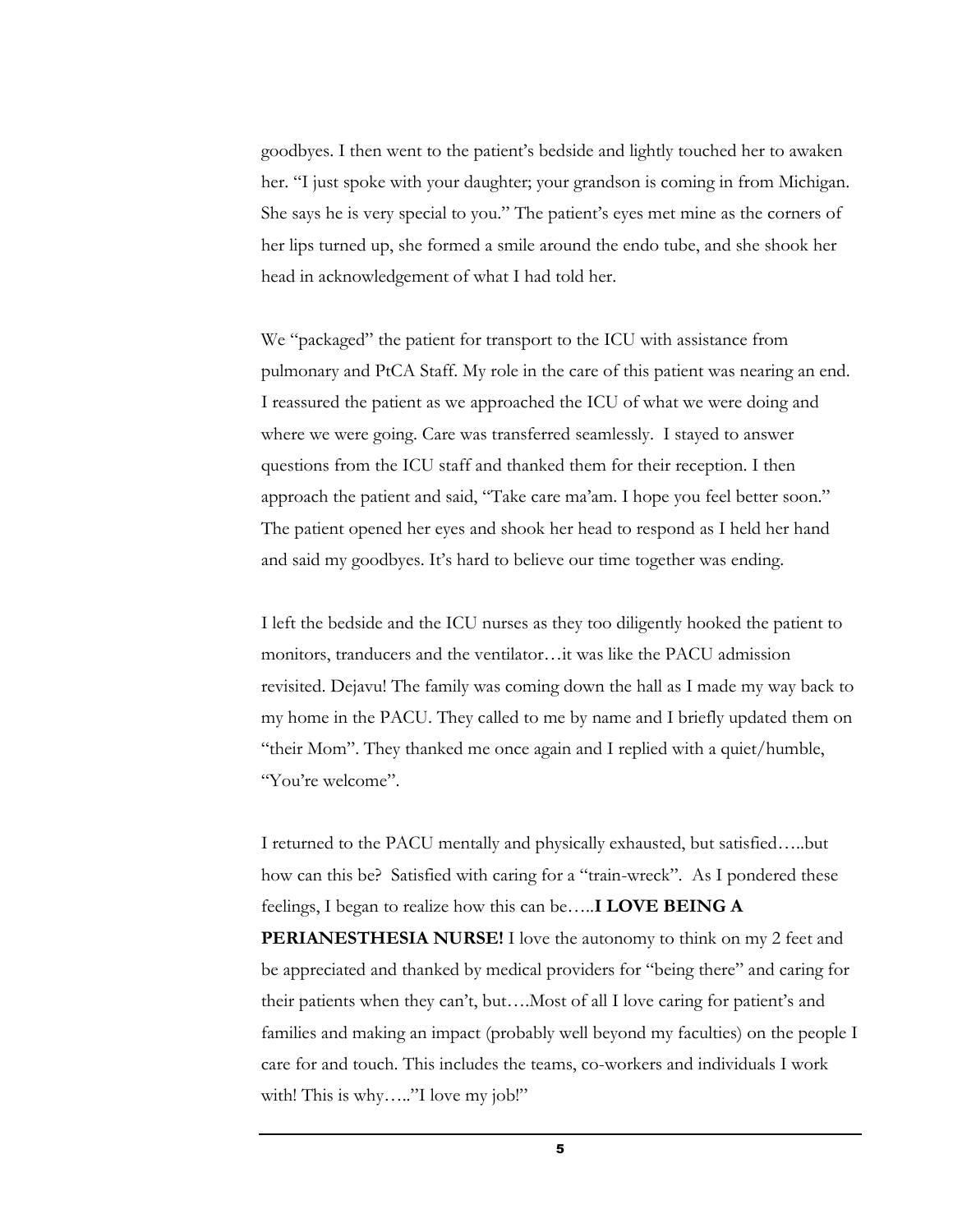goodbyes. I then went to the patient's bedside and lightly touched her to awaken her. "I just spoke with your daughter; your grandson is coming in from Michigan. She says he is very special to you." The patient's eyes met mine as the corners of her lips turned up, she formed a smile around the endo tube, and she shook her head in acknowledgement of what I had told her.

We "packaged" the patient for transport to the ICU with assistance from pulmonary and PtCA Staff. My role in the care of this patient was nearing an end. I reassured the patient as we approached the ICU of what we were doing and where we were going. Care was transferred seamlessly. I stayed to answer questions from the ICU staff and thanked them for their reception. I then approach the patient and said, "Take care ma'am. I hope you feel better soon." The patient opened her eyes and shook her head to respond as I held her hand and said my goodbyes. It's hard to believe our time together was ending.

I left the bedside and the ICU nurses as they too diligently hooked the patient to monitors, tranducers and the ventilator…it was like the PACU admission revisited. Dejavu! The family was coming down the hall as I made my way back to my home in the PACU. They called to me by name and I briefly updated them on "their Mom". They thanked me once again and I replied with a quiet/humble, "You're welcome".

I returned to the PACU mentally and physically exhausted, but satisfied…..but how can this be? Satisfied with caring for a "train-wreck". As I pondered these feelings, I began to realize how this can be…..**I LOVE BEING A PERIANESTHESIA NURSE!** I love the autonomy to think on my 2 feet and be appreciated and thanked by medical providers for "being there" and caring for their patients when they can't, but….Most of all I love caring for patient's and families and making an impact (probably well beyond my faculties) on the people I care for and touch. This includes the teams, co-workers and individuals I work with! This is why….."I love my job!"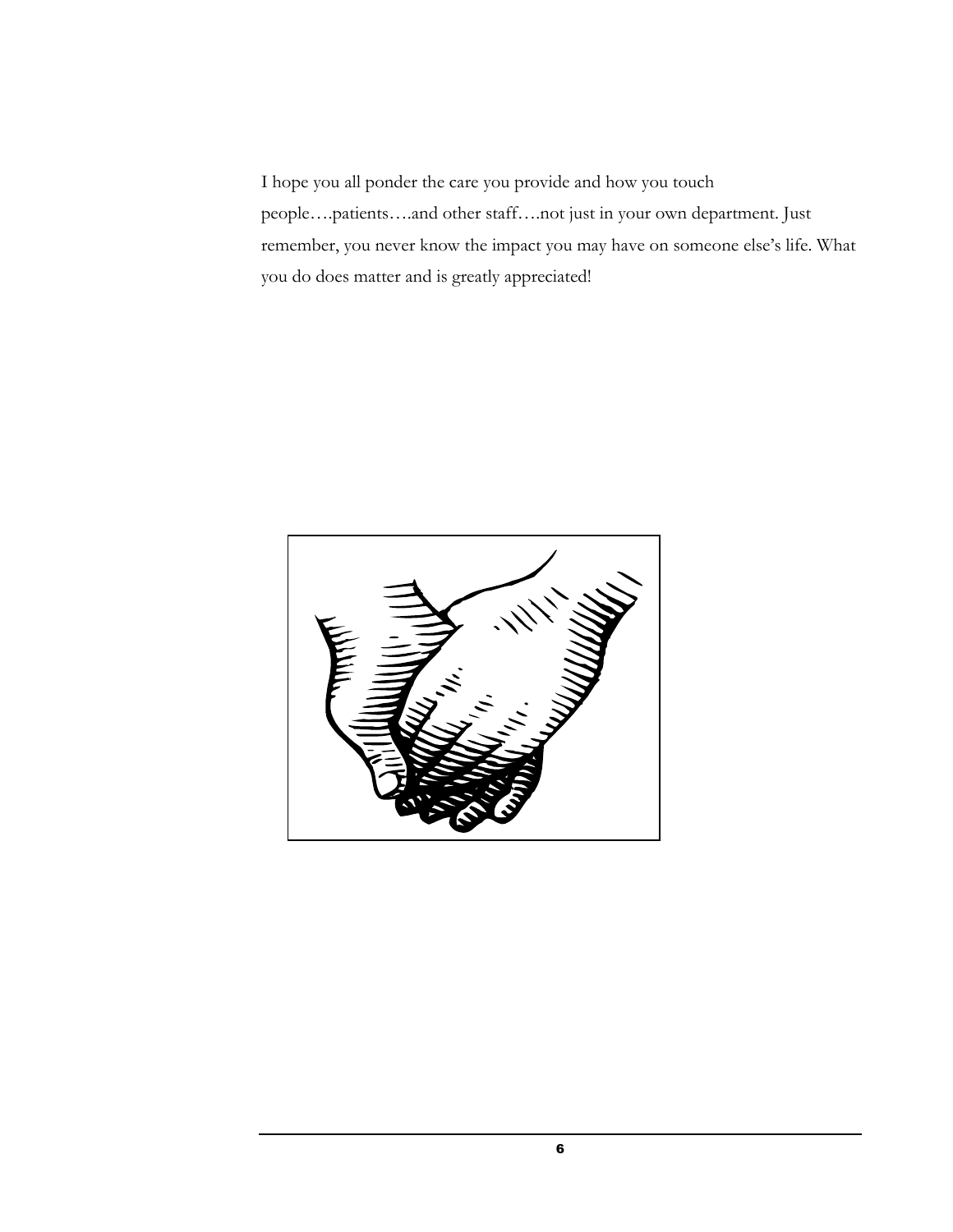I hope you all ponder the care you provide and how you touch people….patients….and other staff….not just in your own department. Just remember, you never know the impact you may have on someone else's life. What you do does matter and is greatly appreciated!